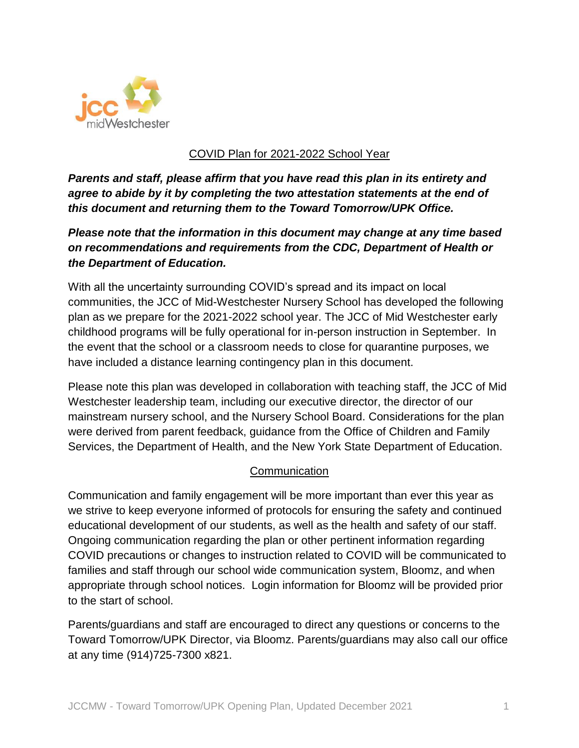## COVID Plan for 2021-2022 School Year

***Parents and staff, please affirm that you have read this plan in its entirety and agree to abide by it by completing the two attestation statements at the end of this document and returning them to the Toward Tomorrow/UPK Office.***

***Please note that the information in this document may change at any time based on recommendations and requirements from the CDC, Department of Health or the Department of Education.***

With all the uncertainty surrounding COVID's spread and its impact on local communities, the JCC of Mid-Westchester Nursery School has developed the following plan as we prepare for the 2021-2022 school year. The JCC of Mid Westchester early childhood programs will be fully operational for in-person instruction in September. In the event that the school or a classroom needs to close for quarantine purposes, we have included a distance learning contingency plan in this document.

Please note this plan was developed in collaboration with teaching staff, the JCC of Mid Westchester leadership team, including our executive director, the director of our mainstream nursery school, and the Nursery School Board. Considerations for the plan were derived from parent feedback, guidance from the Office of Children and Family Services, the Department of Health, and the New York State Department of Education.

## Communication

Communication and family engagement will be more important than ever this year as we strive to keep everyone informed of protocols for ensuring the safety and continued educational development of our students, as well as the health and safety of our staff. Ongoing communication regarding the plan or other pertinent information regarding COVID precautions or changes to instruction related to COVID will be communicated to families and staff through our school wide communication system, Bloomz, and when appropriate through school notices. Login information for Bloomz will be provided prior to the start of school.

Parents/guardians and staff are encouraged to direct any questions or concerns to the Toward Tomorrow/UPK Director, via Bloomz. Parents/guardians may also call our office at any time (914)725-7300 x821.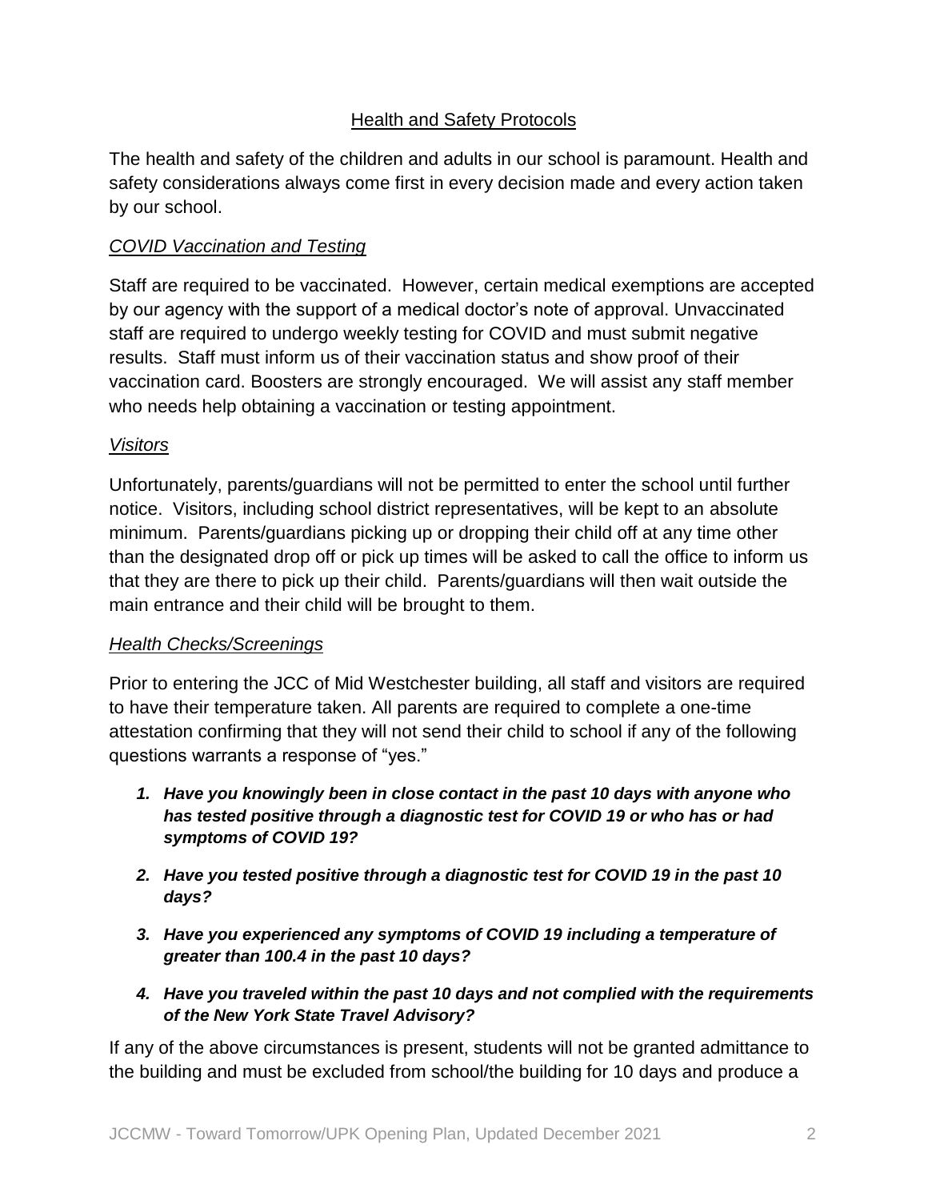## Health and Safety Protocols

The health and safety of the children and adults in our school is paramount. Health and safety considerations always come first in every decision made and every action taken by our school.

### *COVID Vaccination and Testing*

Staff are required to be vaccinated. However, certain medical exemptions are accepted by our agency with the support of a medical doctor's note of approval. Unvaccinated staff are required to undergo weekly testing for COVID and must submit negative results. Staff must inform us of their vaccination status and show proof of their vaccination card. Boosters are strongly encouraged. We will assist any staff member who needs help obtaining a vaccination or testing appointment.

### *Visitors*

Unfortunately, parents/guardians will not be permitted to enter the school until further notice. Visitors, including school district representatives, will be kept to an absolute minimum. Parents/guardians picking up or dropping their child off at any time other than the designated drop off or pick up times will be asked to call the office to inform us that they are there to pick up their child. Parents/guardians will then wait outside the main entrance and their child will be brought to them.

### *Health Checks/Screenings*

Prior to entering the JCC of Mid Westchester building, all staff and visitors are required to have their temperature taken. All parents are required to complete a one-time attestation confirming that they will not send their child to school if any of the following questions warrants a response of "yes."

1. ***Have you knowingly been in close contact in the past 10 days with anyone who has tested positive through a diagnostic test for COVID 19 or who has or had symptoms of COVID 19?***
2. ***Have you tested positive through a diagnostic test for COVID 19 in the past 10 days?***
3. ***Have you experienced any symptoms of COVID 19 including a temperature of greater than 100.4 in the past 10 days?***
4. ***Have you traveled within the past 10 days and not complied with the requirements of the New York State Travel Advisory?***

If any of the above circumstances is present, students will not be granted admittance to the building and must be excluded from school/the building for 10 days and produce a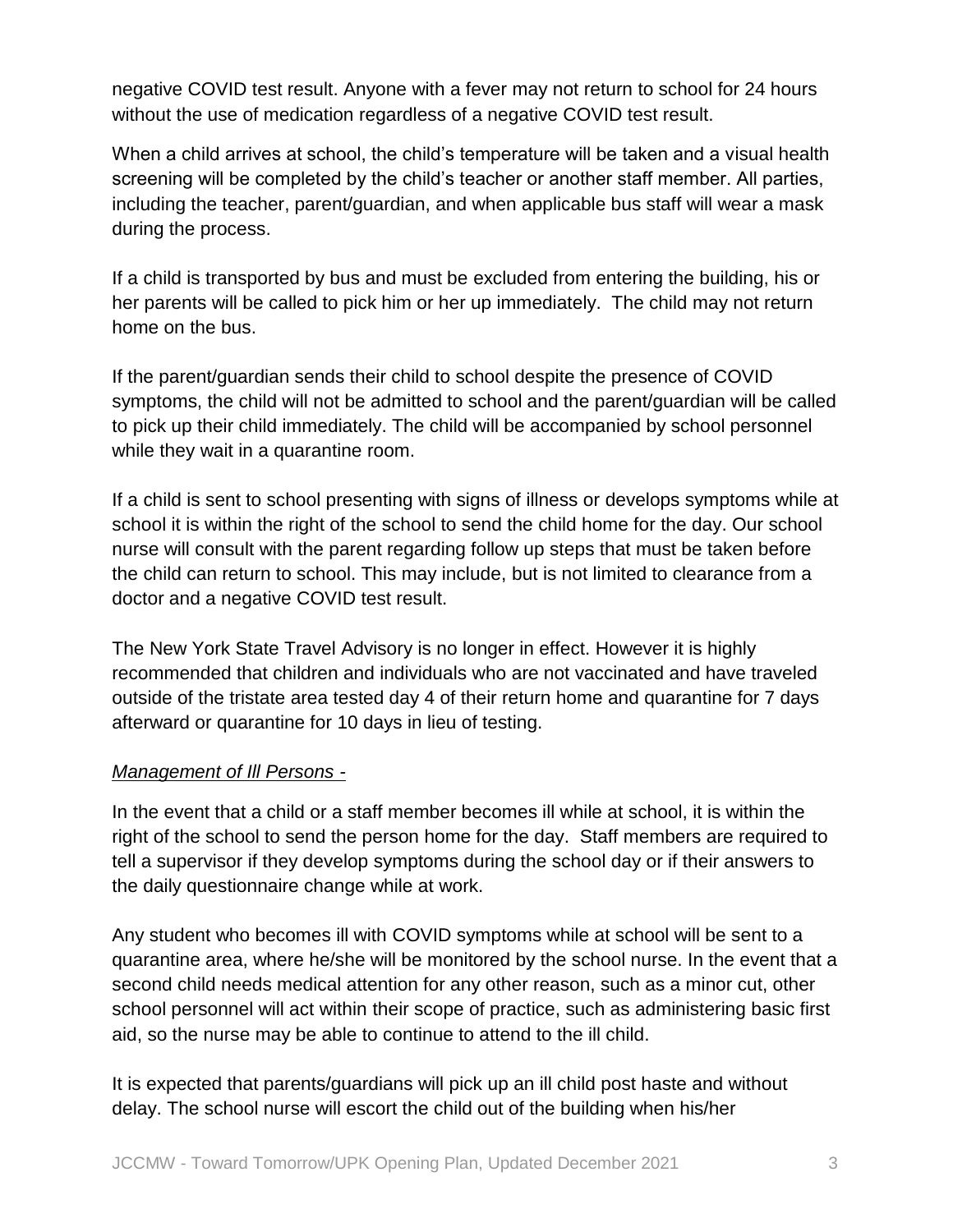negative COVID test result. Anyone with a fever may not return to school for 24 hours without the use of medication regardless of a negative COVID test result.

When a child arrives at school, the child's temperature will be taken and a visual health screening will be completed by the child's teacher or another staff member. All parties, including the teacher, parent/guardian, and when applicable bus staff will wear a mask during the process.

If a child is transported by bus and must be excluded from entering the building, his or her parents will be called to pick him or her up immediately. The child may not return home on the bus.

If the parent/guardian sends their child to school despite the presence of COVID symptoms, the child will not be admitted to school and the parent/guardian will be called to pick up their child immediately. The child will be accompanied by school personnel while they wait in a quarantine room.

If a child is sent to school presenting with signs of illness or develops symptoms while at school it is within the right of the school to send the child home for the day. Our school nurse will consult with the parent regarding follow up steps that must be taken before the child can return to school. This may include, but is not limited to clearance from a doctor and a negative COVID test result.

The New York State Travel Advisory is no longer in effect. However it is highly recommended that children and individuals who are not vaccinated and have traveled outside of the tristate area tested day 4 of their return home and quarantine for 7 days afterward or quarantine for 10 days in lieu of testing.

*Management of Ill Persons -*

In the event that a child or a staff member becomes ill while at school, it is within the right of the school to send the person home for the day. Staff members are required to tell a supervisor if they develop symptoms during the school day or if their answers to the daily questionnaire change while at work.

Any student who becomes ill with COVID symptoms while at school will be sent to a quarantine area, where he/she will be monitored by the school nurse. In the event that a second child needs medical attention for any other reason, such as a minor cut, other school personnel will act within their scope of practice, such as administering basic first aid, so the nurse may be able to continue to attend to the ill child.

It is expected that parents/guardians will pick up an ill child post haste and without delay. The school nurse will escort the child out of the building when his/her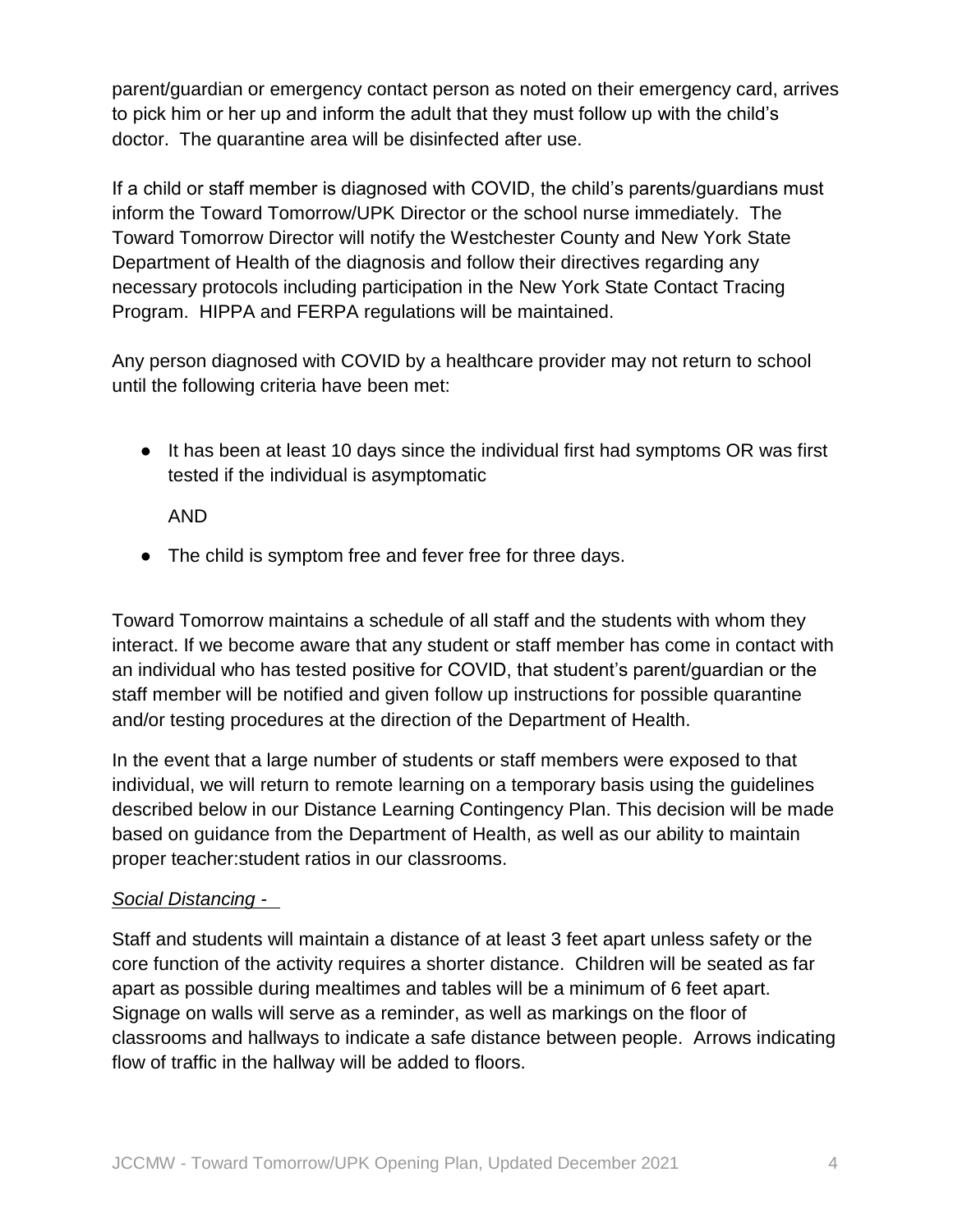parent/guardian or emergency contact person as noted on their emergency card, arrives to pick him or her up and inform the adult that they must follow up with the child's doctor. The quarantine area will be disinfected after use.

If a child or staff member is diagnosed with COVID, the child's parents/guardians must inform the Toward Tomorrow/UPK Director or the school nurse immediately. The Toward Tomorrow Director will notify the Westchester County and New York State Department of Health of the diagnosis and follow their directives regarding any necessary protocols including participation in the New York State Contact Tracing Program. HIPPA and FERPA regulations will be maintained.

Any person diagnosed with COVID by a healthcare provider may not return to school until the following criteria have been met:

- It has been at least 10 days since the individual first had symptoms OR was first tested if the individual is asymptomatic

  AND

- The child is symptom free and fever free for three days.

Toward Tomorrow maintains a schedule of all staff and the students with whom they interact. If we become aware that any student or staff member has come in contact with an individual who has tested positive for COVID, that student's parent/guardian or the staff member will be notified and given follow up instructions for possible quarantine and/or testing procedures at the direction of the Department of Health.

In the event that a large number of students or staff members were exposed to that individual, we will return to remote learning on a temporary basis using the guidelines described below in our Distance Learning Contingency Plan. This decision will be made based on guidance from the Department of Health, as well as our ability to maintain proper teacher:student ratios in our classrooms.

*Social Distancing -*

Staff and students will maintain a distance of at least 3 feet apart unless safety or the core function of the activity requires a shorter distance. Children will be seated as far apart as possible during mealtimes and tables will be a minimum of 6 feet apart. Signage on walls will serve as a reminder, as well as markings on the floor of classrooms and hallways to indicate a safe distance between people. Arrows indicating flow of traffic in the hallway will be added to floors.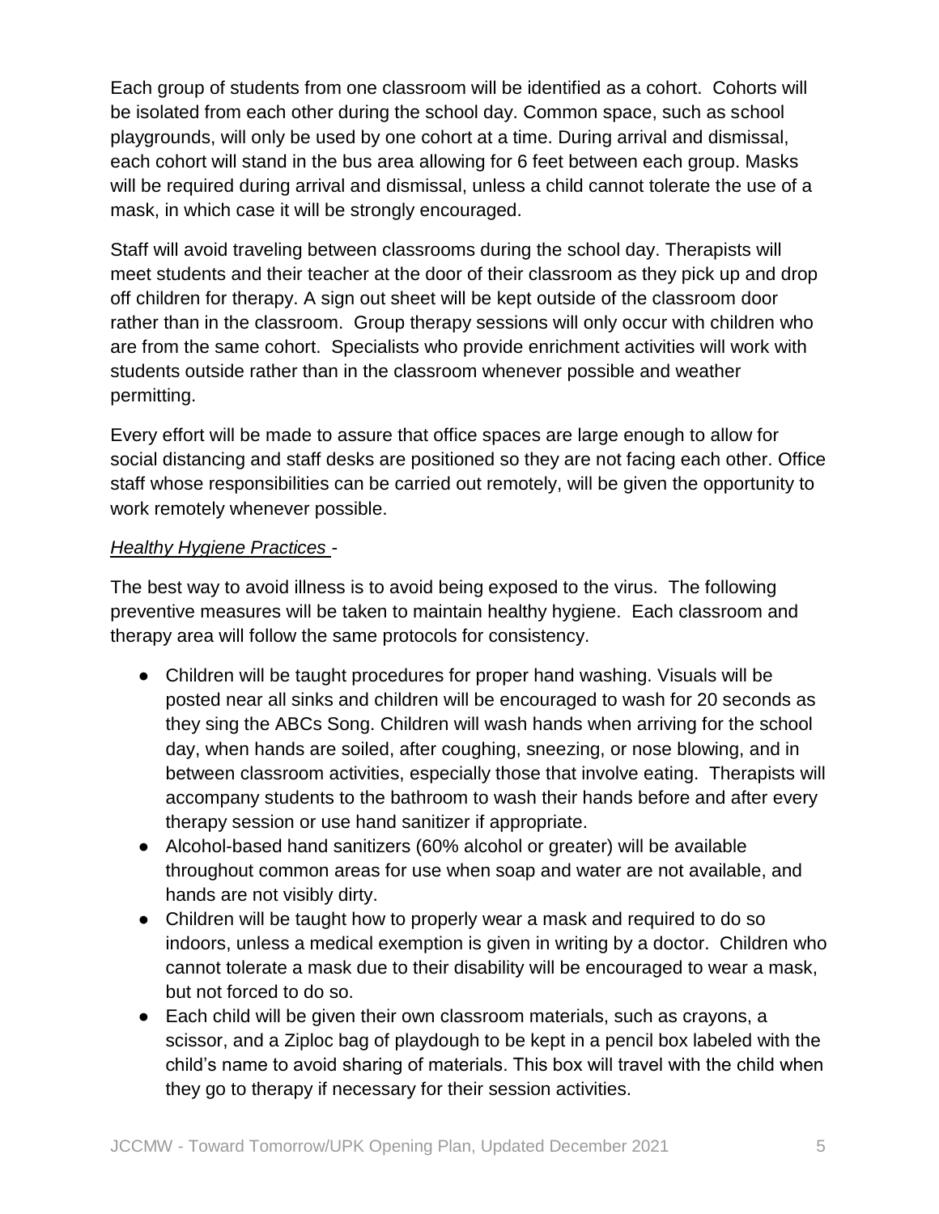Each group of students from one classroom will be identified as a cohort. Cohorts will be isolated from each other during the school day. Common space, such as school playgrounds, will only be used by one cohort at a time. During arrival and dismissal, each cohort will stand in the bus area allowing for 6 feet between each group. Masks will be required during arrival and dismissal, unless a child cannot tolerate the use of a mask, in which case it will be strongly encouraged.

Staff will avoid traveling between classrooms during the school day. Therapists will meet students and their teacher at the door of their classroom as they pick up and drop off children for therapy. A sign out sheet will be kept outside of the classroom door rather than in the classroom. Group therapy sessions will only occur with children who are from the same cohort. Specialists who provide enrichment activities will work with students outside rather than in the classroom whenever possible and weather permitting.

Every effort will be made to assure that office spaces are large enough to allow for social distancing and staff desks are positioned so they are not facing each other. Office staff whose responsibilities can be carried out remotely, will be given the opportunity to work remotely whenever possible.

*Healthy Hygiene Practices* -

The best way to avoid illness is to avoid being exposed to the virus. The following preventive measures will be taken to maintain healthy hygiene. Each classroom and therapy area will follow the same protocols for consistency.

- Children will be taught procedures for proper hand washing. Visuals will be posted near all sinks and children will be encouraged to wash for 20 seconds as they sing the ABCs Song. Children will wash hands when arriving for the school day, when hands are soiled, after coughing, sneezing, or nose blowing, and in between classroom activities, especially those that involve eating. Therapists will accompany students to the bathroom to wash their hands before and after every therapy session or use hand sanitizer if appropriate.
- Alcohol-based hand sanitizers (60% alcohol or greater) will be available throughout common areas for use when soap and water are not available, and hands are not visibly dirty.
- Children will be taught how to properly wear a mask and required to do so indoors, unless a medical exemption is given in writing by a doctor. Children who cannot tolerate a mask due to their disability will be encouraged to wear a mask, but not forced to do so.
- Each child will be given their own classroom materials, such as crayons, a scissor, and a Ziploc bag of playdough to be kept in a pencil box labeled with the child's name to avoid sharing of materials. This box will travel with the child when they go to therapy if necessary for their session activities.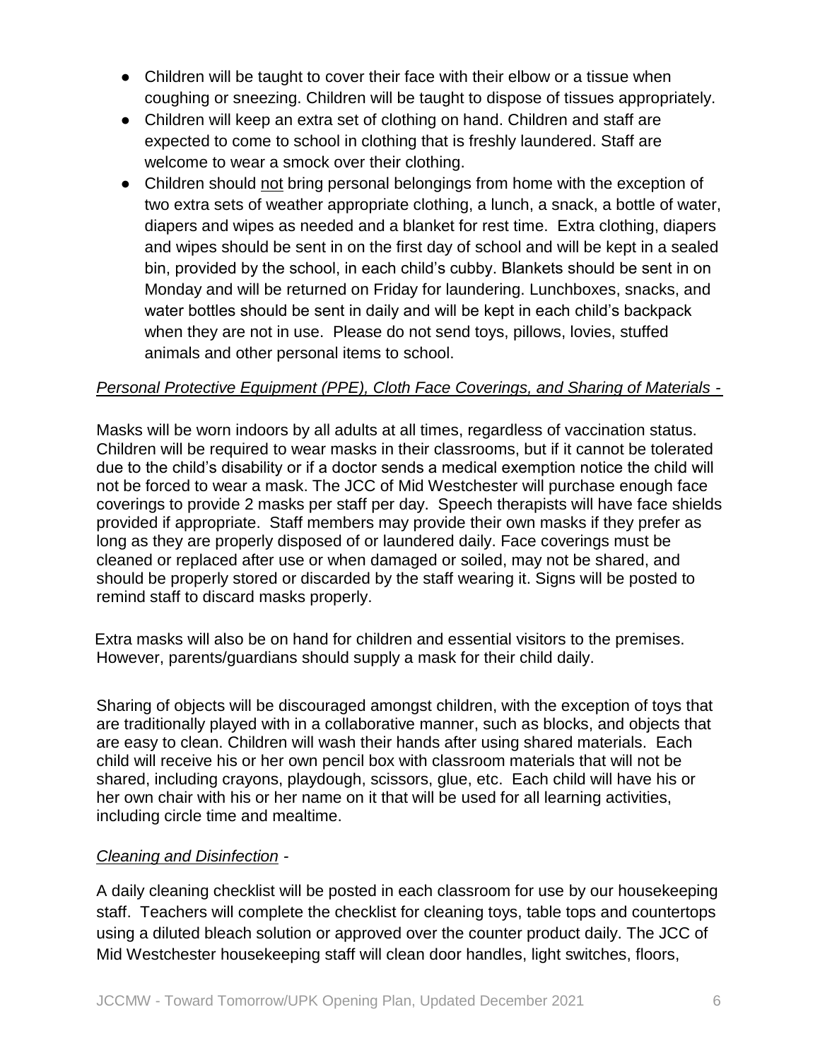- Children will be taught to cover their face with their elbow or a tissue when coughing or sneezing. Children will be taught to dispose of tissues appropriately.
- Children will keep an extra set of clothing on hand. Children and staff are expected to come to school in clothing that is freshly laundered. Staff are welcome to wear a smock over their clothing.
- Children should not bring personal belongings from home with the exception of two extra sets of weather appropriate clothing, a lunch, a snack, a bottle of water, diapers and wipes as needed and a blanket for rest time. Extra clothing, diapers and wipes should be sent in on the first day of school and will be kept in a sealed bin, provided by the school, in each child's cubby. Blankets should be sent in on Monday and will be returned on Friday for laundering. Lunchboxes, snacks, and water bottles should be sent in daily and will be kept in each child's backpack when they are not in use. Please do not send toys, pillows, lovies, stuffed animals and other personal items to school.

*Personal Protective Equipment (PPE), Cloth Face Coverings, and Sharing of Materials* -

Masks will be worn indoors by all adults at all times, regardless of vaccination status. Children will be required to wear masks in their classrooms, but if it cannot be tolerated due to the child's disability or if a doctor sends a medical exemption notice the child will not be forced to wear a mask. The JCC of Mid Westchester will purchase enough face coverings to provide 2 masks per staff per day. Speech therapists will have face shields provided if appropriate. Staff members may provide their own masks if they prefer as long as they are properly disposed of or laundered daily. Face coverings must be cleaned or replaced after use or when damaged or soiled, may not be shared, and should be properly stored or discarded by the staff wearing it. Signs will be posted to remind staff to discard masks properly.

Extra masks will also be on hand for children and essential visitors to the premises. However, parents/guardians should supply a mask for their child daily.

Sharing of objects will be discouraged amongst children, with the exception of toys that are traditionally played with in a collaborative manner, such as blocks, and objects that are easy to clean. Children will wash their hands after using shared materials. Each child will receive his or her own pencil box with classroom materials that will not be shared, including crayons, playdough, scissors, glue, etc. Each child will have his or her own chair with his or her name on it that will be used for all learning activities, including circle time and mealtime.

*Cleaning and Disinfection* -

A daily cleaning checklist will be posted in each classroom for use by our housekeeping staff. Teachers will complete the checklist for cleaning toys, table tops and countertops using a diluted bleach solution or approved over the counter product daily. The JCC of Mid Westchester housekeeping staff will clean door handles, light switches, floors,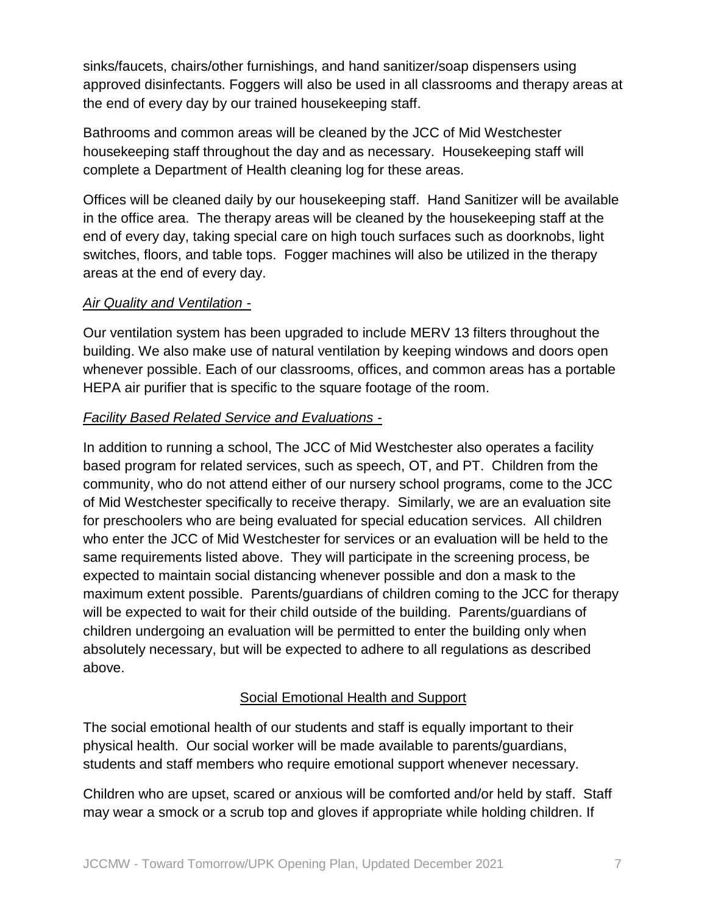sinks/faucets, chairs/other furnishings, and hand sanitizer/soap dispensers using approved disinfectants. Foggers will also be used in all classrooms and therapy areas at the end of every day by our trained housekeeping staff.

Bathrooms and common areas will be cleaned by the JCC of Mid Westchester housekeeping staff throughout the day and as necessary. Housekeeping staff will complete a Department of Health cleaning log for these areas.

Offices will be cleaned daily by our housekeeping staff. Hand Sanitizer will be available in the office area. The therapy areas will be cleaned by the housekeeping staff at the end of every day, taking special care on high touch surfaces such as doorknobs, light switches, floors, and table tops. Fogger machines will also be utilized in the therapy areas at the end of every day.

*Air Quality and Ventilation -*

Our ventilation system has been upgraded to include MERV 13 filters throughout the building. We also make use of natural ventilation by keeping windows and doors open whenever possible. Each of our classrooms, offices, and common areas has a portable HEPA air purifier that is specific to the square footage of the room.

*Facility Based Related Service and Evaluations -*

In addition to running a school, The JCC of Mid Westchester also operates a facility based program for related services, such as speech, OT, and PT. Children from the community, who do not attend either of our nursery school programs, come to the JCC of Mid Westchester specifically to receive therapy. Similarly, we are an evaluation site for preschoolers who are being evaluated for special education services. All children who enter the JCC of Mid Westchester for services or an evaluation will be held to the same requirements listed above. They will participate in the screening process, be expected to maintain social distancing whenever possible and don a mask to the maximum extent possible. Parents/guardians of children coming to the JCC for therapy will be expected to wait for their child outside of the building. Parents/guardians of children undergoing an evaluation will be permitted to enter the building only when absolutely necessary, but will be expected to adhere to all regulations as described above.

## Social Emotional Health and Support

The social emotional health of our students and staff is equally important to their physical health. Our social worker will be made available to parents/guardians, students and staff members who require emotional support whenever necessary.

Children who are upset, scared or anxious will be comforted and/or held by staff. Staff may wear a smock or a scrub top and gloves if appropriate while holding children. If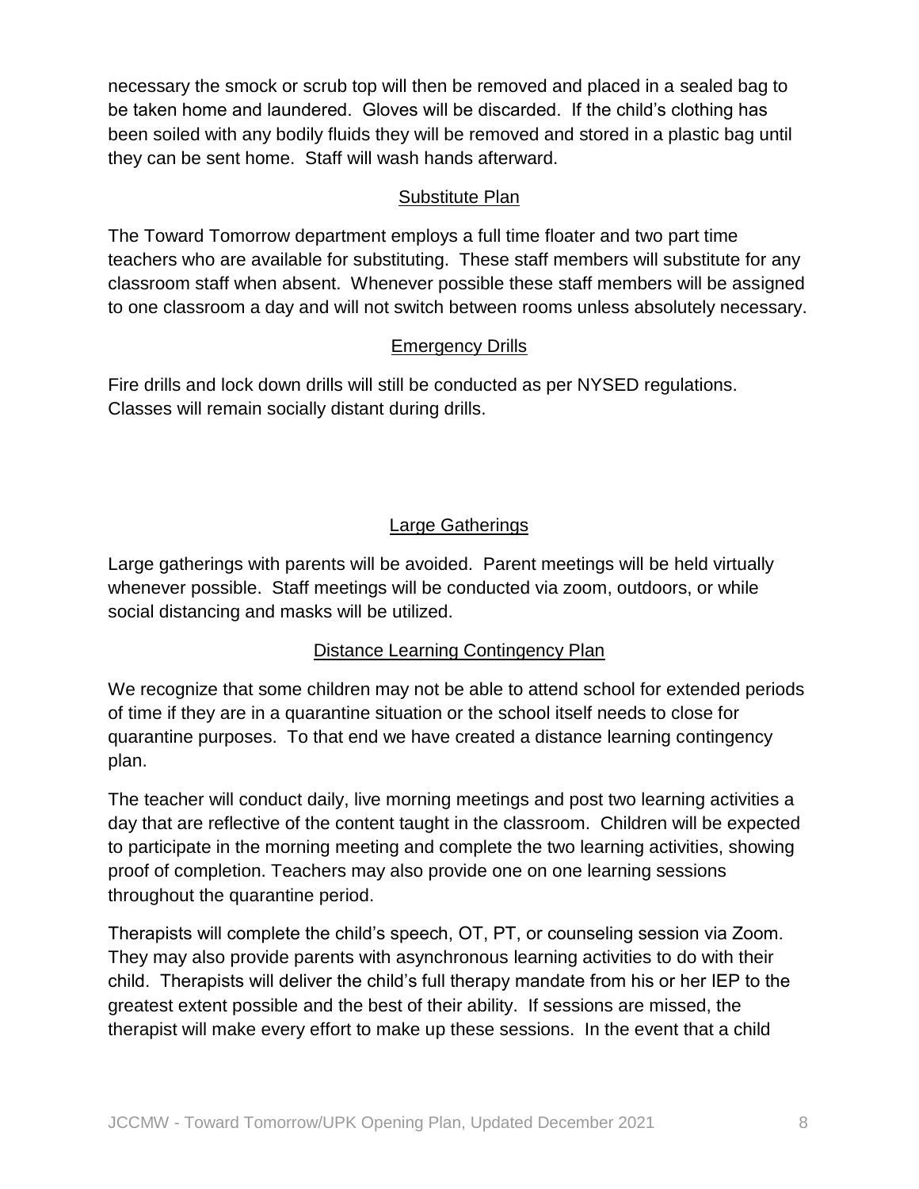necessary the smock or scrub top will then be removed and placed in a sealed bag to be taken home and laundered. Gloves will be discarded. If the child's clothing has been soiled with any bodily fluids they will be removed and stored in a plastic bag until they can be sent home. Staff will wash hands afterward.

## Substitute Plan

The Toward Tomorrow department employs a full time floater and two part time teachers who are available for substituting. These staff members will substitute for any classroom staff when absent. Whenever possible these staff members will be assigned to one classroom a day and will not switch between rooms unless absolutely necessary.

## Emergency Drills

Fire drills and lock down drills will still be conducted as per NYSED regulations. Classes will remain socially distant during drills.

## Large Gatherings

Large gatherings with parents will be avoided. Parent meetings will be held virtually whenever possible. Staff meetings will be conducted via zoom, outdoors, or while social distancing and masks will be utilized.

## Distance Learning Contingency Plan

We recognize that some children may not be able to attend school for extended periods of time if they are in a quarantine situation or the school itself needs to close for quarantine purposes. To that end we have created a distance learning contingency plan.

The teacher will conduct daily, live morning meetings and post two learning activities a day that are reflective of the content taught in the classroom. Children will be expected to participate in the morning meeting and complete the two learning activities, showing proof of completion. Teachers may also provide one on one learning sessions throughout the quarantine period.

Therapists will complete the child's speech, OT, PT, or counseling session via Zoom. They may also provide parents with asynchronous learning activities to do with their child. Therapists will deliver the child's full therapy mandate from his or her IEP to the greatest extent possible and the best of their ability. If sessions are missed, the therapist will make every effort to make up these sessions. In the event that a child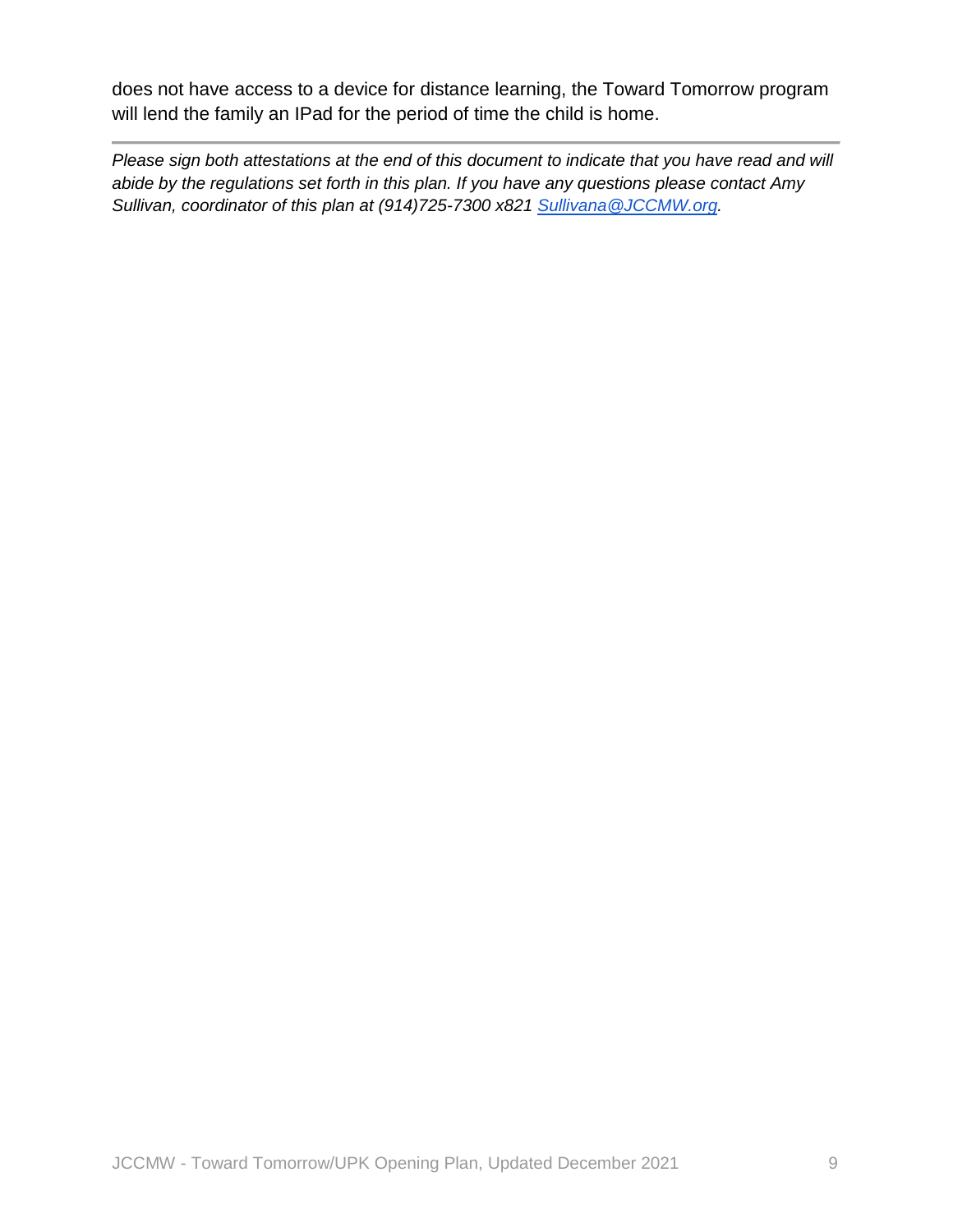does not have access to a device for distance learning, the Toward Tomorrow program will lend the family an IPad for the period of time the child is home.

---

*Please sign both attestations at the end of this document to indicate that you have read and will abide by the regulations set forth in this plan. If you have any questions please contact Amy Sullivan, coordinator of this plan at (914)725-7300 x821 [Sullivana@JCCMW.org](mailto:Sullivana@JCCMW.org).*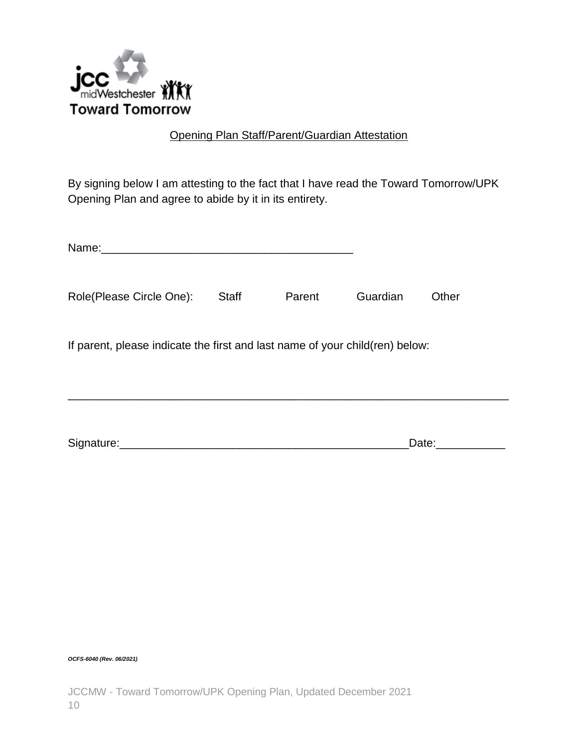Opening Plan Staff/Parent/Guardian Attestation

By signing below I am attesting to the fact that I have read the Toward Tomorrow/UPK Opening Plan and agree to abide by it in its entirety.

Name:________________________________________

Role(Please Circle One): Staff Parent Guardian Other

If parent, please indicate the first and last name of your child(ren) below:

______________________________________________________________________

Signature:_____________________________________________Date:___________

*OCFS-6040 (Rev. 06/2021)*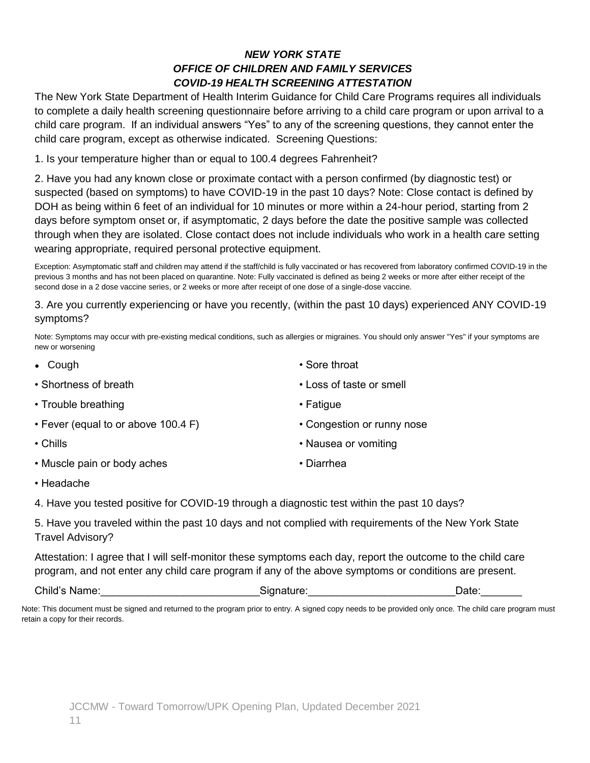***NEW YORK STATE***
***OFFICE OF CHILDREN AND FAMILY SERVICES***
***COVID-19 HEALTH SCREENING ATTESTATION***

The New York State Department of Health Interim Guidance for Child Care Programs requires all individuals to complete a daily health screening questionnaire before arriving to a child care program or upon arrival to a child care program. If an individual answers "Yes" to any of the screening questions, they cannot enter the child care program, except as otherwise indicated. Screening Questions:

1. Is your temperature higher than or equal to 100.4 degrees Fahrenheit?

2. Have you had any known close or proximate contact with a person confirmed (by diagnostic test) or suspected (based on symptoms) to have COVID-19 in the past 10 days? Note: Close contact is defined by DOH as being within 6 feet of an individual for 10 minutes or more within a 24-hour period, starting from 2 days before symptom onset or, if asymptomatic, 2 days before the date the positive sample was collected through when they are isolated. Close contact does not include individuals who work in a health care setting wearing appropriate, required personal protective equipment.

Exception: Asymptomatic staff and children may attend if the staff/child is fully vaccinated or has recovered from laboratory confirmed COVID-19 in the previous 3 months and has not been placed on quarantine. Note: Fully vaccinated is defined as being 2 weeks or more after either receipt of the second dose in a 2 dose vaccine series, or 2 weeks or more after receipt of one dose of a single-dose vaccine.

3. Are you currently experiencing or have you recently, (within the past 10 days) experienced ANY COVID-19 symptoms?

Note: Symptoms may occur with pre-existing medical conditions, such as allergies or migraines. You should only answer "Yes" if your symptoms are new or worsening

- Cough
- Shortness of breath
- Trouble breathing
- Fever (equal to or above 100.4 F)
- Chills
- Muscle pain or body aches
- Headache
- Sore throat
- Loss of taste or smell
- Fatigue
- Congestion or runny nose
- Nausea or vomiting
- Diarrhea

4. Have you tested positive for COVID-19 through a diagnostic test within the past 10 days?

5. Have you traveled within the past 10 days and not complied with requirements of the New York State Travel Advisory?

Attestation: I agree that I will self-monitor these symptoms each day, report the outcome to the child care program, and not enter any child care program if any of the above symptoms or conditions are present.

Child's Name:__________________________Signature:________________________Date:_______

Note: This document must be signed and returned to the program prior to entry. A signed copy needs to be provided only once. The child care program must retain a copy for their records.